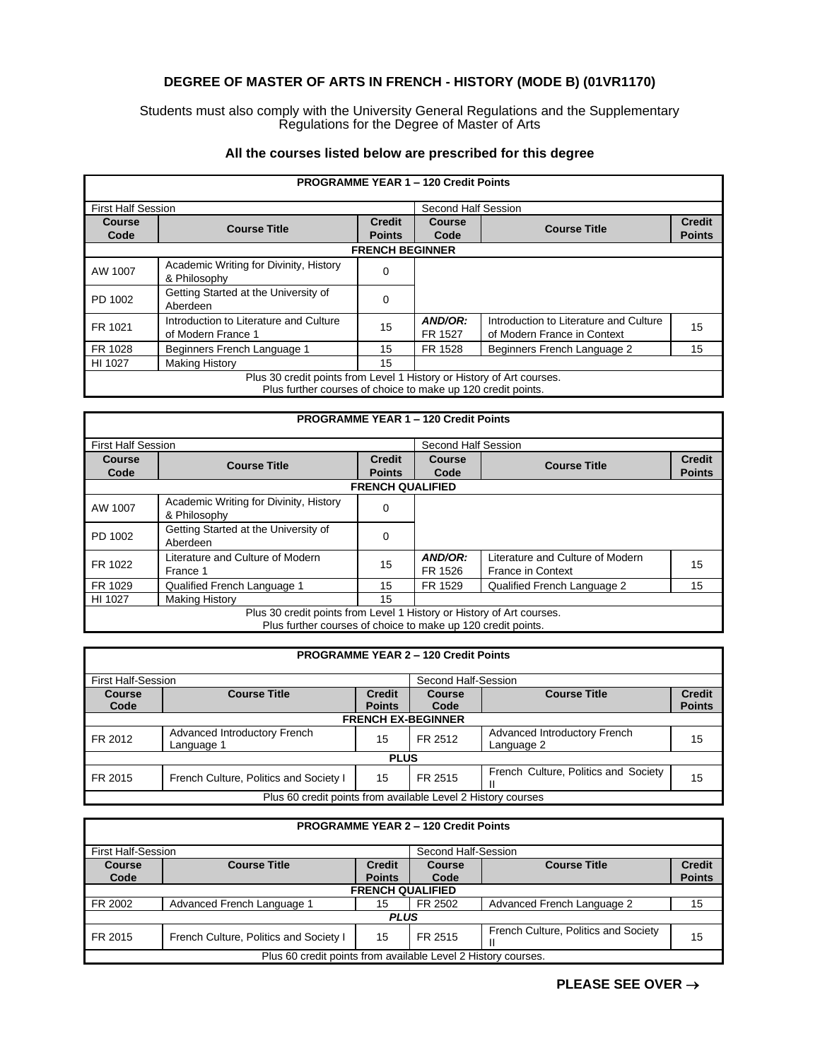# DEGREE OF MASTER OF ARTS IN FRENCH - HISTORY (MODE B) (01VR1170)

Students must also comply with the University General Regulations and the Supplementary Regulations for the Degree of Master of Arts

### All the courses listed below are prescribed for this degree

| PROGRAMME YEAR 1 – 120 Credit Points | | | | | |
|---|---|---|---|---|---|
| First Half Session | | | Second Half Session | | |
| **Course Code** | **Course Title** | **Credit Points** | **Course Code** | **Course Title** | **Credit Points** |
| **FRENCH BEGINNER** | | | | | |
| AW 1007 | Academic Writing for Divinity, History & Philosophy | 0 | | | |
| PD 1002 | Getting Started at the University of Aberdeen | 0 | | | |
| FR 1021 | Introduction to Literature and Culture of Modern France 1 | 15 | ***AND/OR:*** FR 1527 | Introduction to Literature and Culture of Modern France in Context | 15 |
| FR 1028 | Beginners French Language 1 | 15 | FR 1528 | Beginners French Language 2 | 15 |
| HI 1027 | Making History | 15 | | | |
| Plus 30 credit points from Level 1 History or History of Art courses. Plus further courses of choice to make up 120 credit points. | | | | | |

| PROGRAMME YEAR 1 – 120 Credit Points | | | | | |
|---|---|---|---|---|---|
| First Half Session | | | Second Half Session | | |
| **Course Code** | **Course Title** | **Credit Points** | **Course Code** | **Course Title** | **Credit Points** |
| **FRENCH QUALIFIED** | | | | | |
| AW 1007 | Academic Writing for Divinity, History & Philosophy | 0 | | | |
| PD 1002 | Getting Started at the University of Aberdeen | 0 | | | |
| FR 1022 | Literature and Culture of Modern France 1 | 15 | ***AND/OR:*** FR 1526 | Literature and Culture of Modern France in Context | 15 |
| FR 1029 | Qualified French Language 1 | 15 | FR 1529 | Qualified French Language 2 | 15 |
| HI 1027 | Making History | 15 | | | |
| Plus 30 credit points from Level 1 History or History of Art courses. Plus further courses of choice to make up 120 credit points. | | | | | |

| PROGRAMME YEAR 2 – 120 Credit Points | | | | | |
|---|---|---|---|---|---|
| First Half-Session | | | Second Half-Session | | |
| **Course Code** | **Course Title** | **Credit Points** | **Course Code** | **Course Title** | **Credit Points** |
| **FRENCH EX-BEGINNER** | | | | | |
| FR 2012 | Advanced Introductory French Language 1 | 15 | FR 2512 | Advanced Introductory French Language 2 | 15 |
| **PLUS** | | | | | |
| FR 2015 | French Culture, Politics and Society I | 15 | FR 2515 | French Culture, Politics and Society II | 15 |
| Plus 60 credit points from available Level 2 History courses | | | | | |

| PROGRAMME YEAR 2 – 120 Credit Points | | | | | |
|---|---|---|---|---|---|
| First Half-Session | | | Second Half-Session | | |
| **Course Code** | **Course Title** | **Credit Points** | **Course Code** | **Course Title** | **Credit Points** |
| **FRENCH QUALIFIED** | | | | | |
| FR 2002 | Advanced French Language 1 | 15 | FR 2502 | Advanced French Language 2 | 15 |
| ***PLUS*** | | | | | |
| FR 2015 | French Culture, Politics and Society I | 15 | FR 2515 | French Culture, Politics and Society II | 15 |
| Plus 60 credit points from available Level 2 History courses. | | | | | |

**PLEASE SEE OVER →**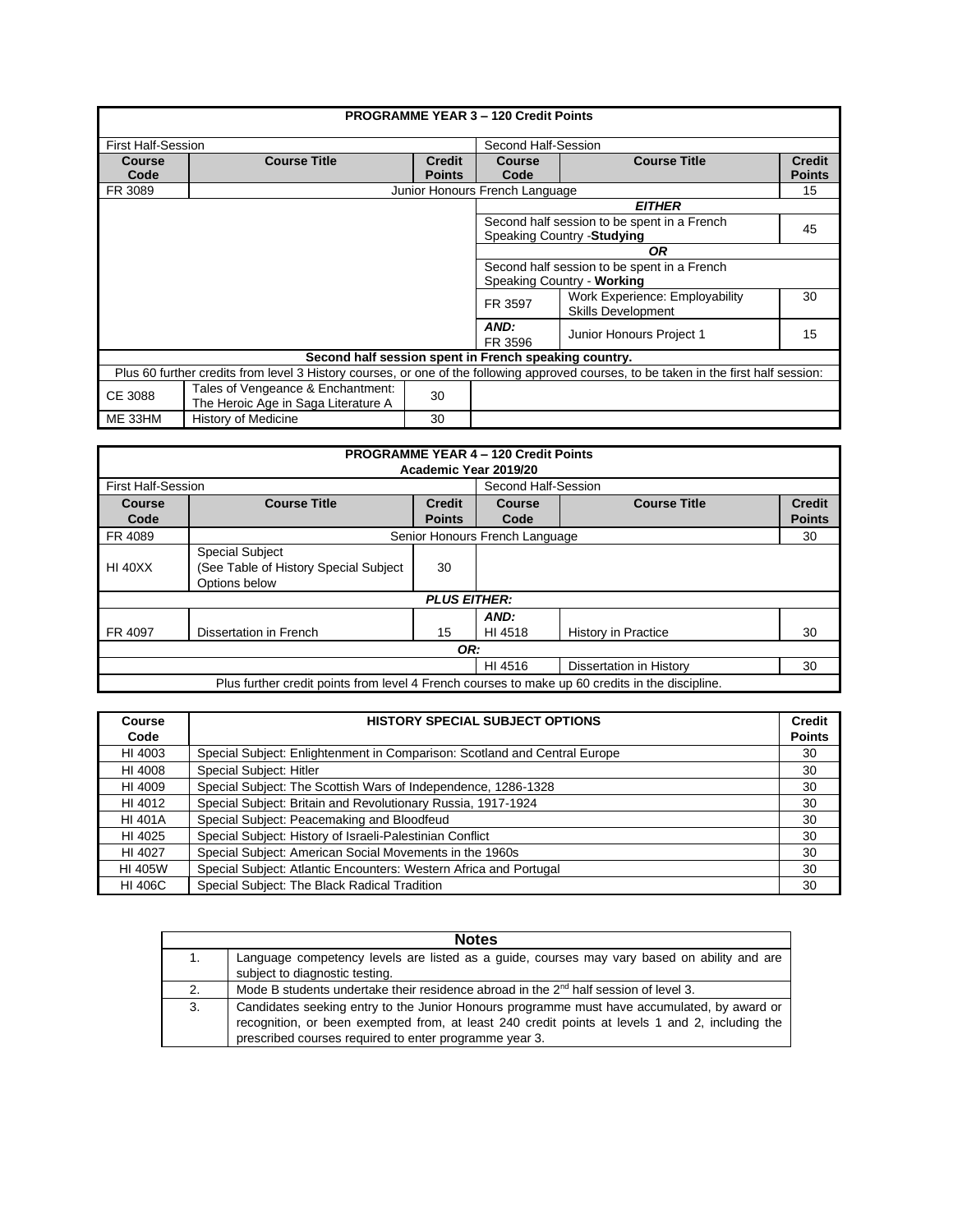| PROGRAMME YEAR 3 – 120 Credit Points | | | | | |
|---|---|---|---|---|---|
| First Half-Session | | | Second Half-Session | | |
| **Course Code** | **Course Title** | **Credit Points** | **Course Code** | **Course Title** | **Credit Points** |
| FR 3089 | Junior Honours French Language | | | | 15 |
| | | | | ***EITHER*** | |
| | | | Second half session to be spent in a French Speaking Country -**Studying** | | 45 |
| | | | | ***OR*** | |
| | | | Second half session to be spent in a French Speaking Country - **Working** | | |
| | | | FR 3597 | Work Experience: Employability Skills Development | 30 |
| | | | ***AND:*** FR 3596 | Junior Honours Project 1 | 15 |
| **Second half session spent in French speaking country.** | | | | | |
| Plus 60 further credits from level 3 History courses, or one of the following approved courses, to be taken in the first half session: | | | | | |
| CE 3088 | Tales of Vengeance & Enchantment: The Heroic Age in Saga Literature A | 30 | | | |
| ME 33HM | History of Medicine | 30 | | | |

| PROGRAMME YEAR 4 – 120 Credit Points Academic Year 2019/20 | | | | | |
|---|---|---|---|---|---|
| First Half-Session | | | Second Half-Session | | |
| **Course Code** | **Course Title** | **Credit Points** | **Course Code** | **Course Title** | **Credit Points** |
| FR 4089 | Senior Honours French Language | | | | 30 |
| HI 40XX | Special Subject (See Table of History Special Subject Options below | 30 | | | |
| ***PLUS EITHER:*** | | | | | |
| FR 4097 | Dissertation in French | 15 | ***AND:*** HI 4518 | History in Practice | 30 |
| ***OR:*** | | | | | |
| | | | HI 4516 | Dissertation in History | 30 |
| Plus further credit points from level 4 French courses to make up 60 credits in the discipline. | | | | | |

| Course Code | HISTORY SPECIAL SUBJECT OPTIONS | Credit Points |
|---|---|---|
| HI 4003 | Special Subject: Enlightenment in Comparison: Scotland and Central Europe | 30 |
| HI 4008 | Special Subject: Hitler | 30 |
| HI 4009 | Special Subject: The Scottish Wars of Independence, 1286-1328 | 30 |
| HI 4012 | Special Subject: Britain and Revolutionary Russia, 1917-1924 | 30 |
| HI 401A | Special Subject: Peacemaking and Bloodfeud | 30 |
| HI 4025 | Special Subject: History of Israeli-Palestinian Conflict | 30 |
| HI 4027 | Special Subject: American Social Movements in the 1960s | 30 |
| HI 405W | Special Subject: Atlantic Encounters: Western Africa and Portugal | 30 |
| HI 406C | Special Subject: The Black Radical Tradition | 30 |

| Notes | |
|---|---|
| 1. | Language competency levels are listed as a guide, courses may vary based on ability and are subject to diagnostic testing. |
| 2. | Mode B students undertake their residence abroad in the 2nd half session of level 3. |
| 3. | Candidates seeking entry to the Junior Honours programme must have accumulated, by award or recognition, or been exempted from, at least 240 credit points at levels 1 and 2, including the prescribed courses required to enter programme year 3. |